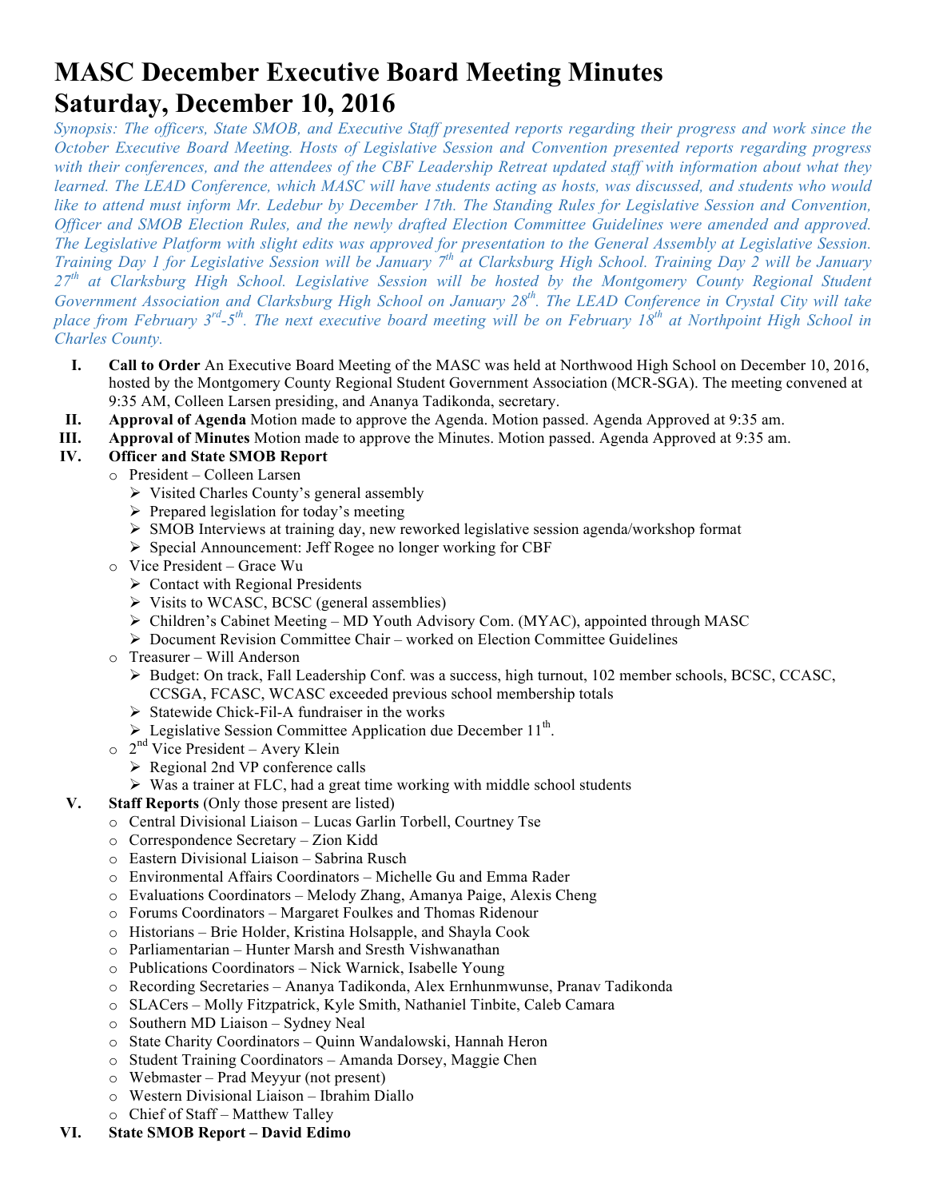# MASC December Executive Board Meeting Minutes
# Saturday, December 10, 2016

*Synopsis: The officers, State SMOB, and Executive Staff presented reports regarding their progress and work since the October Executive Board Meeting. Hosts of Legislative Session and Convention presented reports regarding progress with their conferences, and the attendees of the CBF Leadership Retreat updated staff with information about what they learned. The LEAD Conference, which MASC will have students acting as hosts, was discussed, and students who would like to attend must inform Mr. Ledebur by December 17th. The Standing Rules for Legislative Session and Convention, Officer and SMOB Election Rules, and the newly drafted Election Committee Guidelines were amended and approved. The Legislative Platform with slight edits was approved for presentation to the General Assembly at Legislative Session. Training Day 1 for Legislative Session will be January 7th at Clarksburg High School. Training Day 2 will be January 27th at Clarksburg High School. Legislative Session will be hosted by the Montgomery County Regional Student Government Association and Clarksburg High School on January 28th. The LEAD Conference in Crystal City will take place from February 3rd-5th. The next executive board meeting will be on February 18th at Northpoint High School in Charles County.*

I. **Call to Order** An Executive Board Meeting of the MASC was held at Northwood High School on December 10, 2016, hosted by the Montgomery County Regional Student Government Association (MCR-SGA). The meeting convened at 9:35 AM, Colleen Larsen presiding, and Ananya Tadikonda, secretary.

II. **Approval of Agenda** Motion made to approve the Agenda. Motion passed. Agenda Approved at 9:35 am.

III. **Approval of Minutes** Motion made to approve the Minutes. Motion passed. Agenda Approved at 9:35 am.

IV. **Officer and State SMOB Report**
- President – Colleen Larsen
  - Visited Charles County's general assembly
  - Prepared legislation for today's meeting
  - SMOB Interviews at training day, new reworked legislative session agenda/workshop format
  - Special Announcement: Jeff Rogee no longer working for CBF
- Vice President – Grace Wu
  - Contact with Regional Presidents
  - Visits to WCASC, BCSC (general assemblies)
  - Children's Cabinet Meeting – MD Youth Advisory Com. (MYAC), appointed through MASC
  - Document Revision Committee Chair – worked on Election Committee Guidelines
- Treasurer – Will Anderson
  - Budget: On track, Fall Leadership Conf. was a success, high turnout, 102 member schools, BCSC, CCASC, CCSGA, FCASC, WCASC exceeded previous school membership totals
  - Statewide Chick-Fil-A fundraiser in the works
  - Legislative Session Committee Application due December 11th.
- 2nd Vice President – Avery Klein
  - Regional 2nd VP conference calls
  - Was a trainer at FLC, had a great time working with middle school students

V. **Staff Reports** (Only those present are listed)
- Central Divisional Liaison – Lucas Garlin Torbell, Courtney Tse
- Correspondence Secretary – Zion Kidd
- Eastern Divisional Liaison – Sabrina Rusch
- Environmental Affairs Coordinators – Michelle Gu and Emma Rader
- Evaluations Coordinators – Melody Zhang, Amanya Paige, Alexis Cheng
- Forums Coordinators – Margaret Foulkes and Thomas Ridenour
- Historians – Brie Holder, Kristina Holsapple, and Shayla Cook
- Parliamentarian – Hunter Marsh and Sresth Vishwanathan
- Publications Coordinators – Nick Warnick, Isabelle Young
- Recording Secretaries – Ananya Tadikonda, Alex Ernhunmwunse, Pranav Tadikonda
- SLACers – Molly Fitzpatrick, Kyle Smith, Nathaniel Tinbite, Caleb Camara
- Southern MD Liaison – Sydney Neal
- State Charity Coordinators – Quinn Wandalowski, Hannah Heron
- Student Training Coordinators – Amanda Dorsey, Maggie Chen
- Webmaster – Prad Meyyur (not present)
- Western Divisional Liaison – Ibrahim Diallo
- Chief of Staff – Matthew Talley

VI. **State SMOB Report – David Edimo**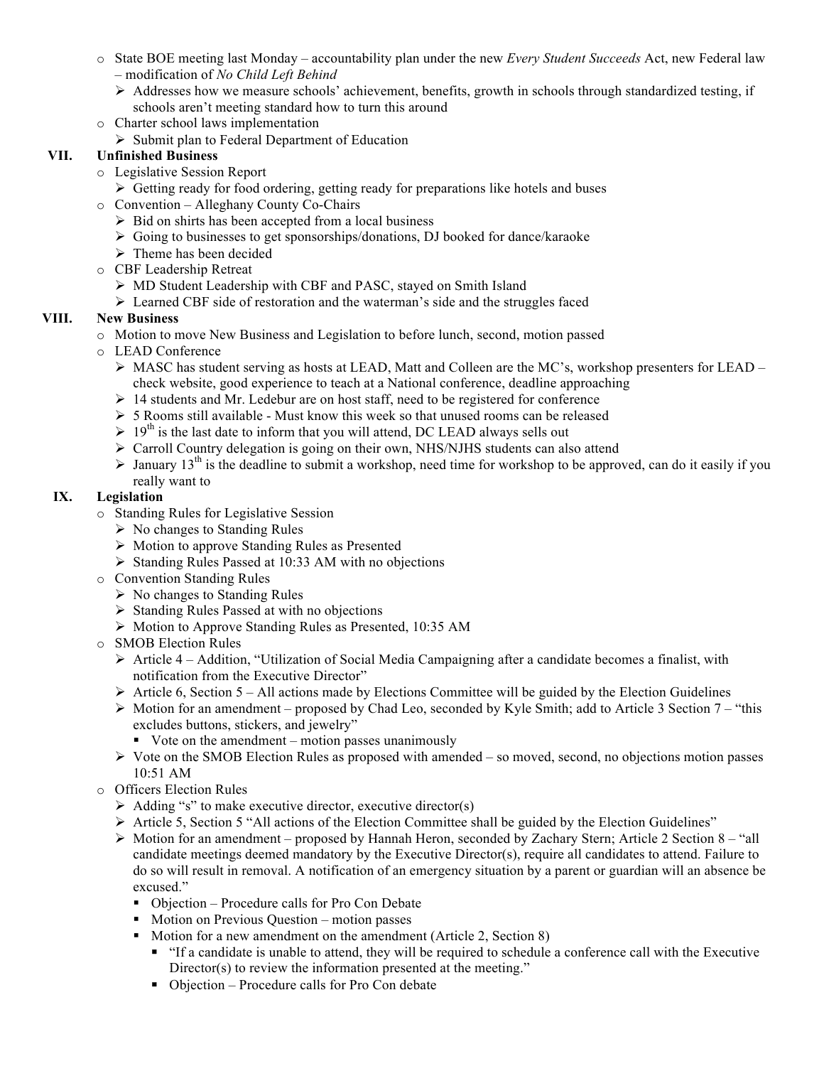- State BOE meeting last Monday – accountability plan under the new *Every Student Succeeds* Act, new Federal law – modification of *No Child Left Behind*
  - Addresses how we measure schools' achievement, benefits, growth in schools through standardized testing, if schools aren't meeting standard how to turn this around
- Charter school laws implementation
  - Submit plan to Federal Department of Education

## VII. Unfinished Business

- Legislative Session Report
  - Getting ready for food ordering, getting ready for preparations like hotels and buses
- Convention – Alleghany County Co-Chairs
  - Bid on shirts has been accepted from a local business
  - Going to businesses to get sponsorships/donations, DJ booked for dance/karaoke
  - Theme has been decided
- CBF Leadership Retreat
  - MD Student Leadership with CBF and PASC, stayed on Smith Island
  - Learned CBF side of restoration and the waterman's side and the struggles faced

## VIII. New Business

- Motion to move New Business and Legislation to before lunch, second, motion passed
- LEAD Conference
  - MASC has student serving as hosts at LEAD, Matt and Colleen are the MC's, workshop presenters for LEAD – check website, good experience to teach at a National conference, deadline approaching
  - 14 students and Mr. Ledebur are on host staff, need to be registered for conference
  - 5 Rooms still available - Must know this week so that unused rooms can be released
  - 19th is the last date to inform that you will attend, DC LEAD always sells out
  - Carroll Country delegation is going on their own, NHS/NJHS students can also attend
  - January 13th is the deadline to submit a workshop, need time for workshop to be approved, can do it easily if you really want to

## IX. Legislation

- Standing Rules for Legislative Session
  - No changes to Standing Rules
  - Motion to approve Standing Rules as Presented
  - Standing Rules Passed at 10:33 AM with no objections
- Convention Standing Rules
  - No changes to Standing Rules
  - Standing Rules Passed at with no objections
  - Motion to Approve Standing Rules as Presented, 10:35 AM
- SMOB Election Rules
  - Article 4 – Addition, "Utilization of Social Media Campaigning after a candidate becomes a finalist, with notification from the Executive Director"
  - Article 6, Section 5 – All actions made by Elections Committee will be guided by the Election Guidelines
  - Motion for an amendment – proposed by Chad Leo, seconded by Kyle Smith; add to Article 3 Section 7 – "this excludes buttons, stickers, and jewelry"
    - Vote on the amendment – motion passes unanimously
  - Vote on the SMOB Election Rules as proposed with amended – so moved, second, no objections motion passes 10:51 AM
- Officers Election Rules
  - Adding "s" to make executive director, executive director(s)
  - Article 5, Section 5 "All actions of the Election Committee shall be guided by the Election Guidelines"
  - Motion for an amendment – proposed by Hannah Heron, seconded by Zachary Stern; Article 2 Section 8 – "all candidate meetings deemed mandatory by the Executive Director(s), require all candidates to attend. Failure to do so will result in removal. A notification of an emergency situation by a parent or guardian will an absence be excused."
    - Objection – Procedure calls for Pro Con Debate
    - Motion on Previous Question – motion passes
    - Motion for a new amendment on the amendment (Article 2, Section 8)
      - "If a candidate is unable to attend, they will be required to schedule a conference call with the Executive Director(s) to review the information presented at the meeting."
      - Objection – Procedure calls for Pro Con debate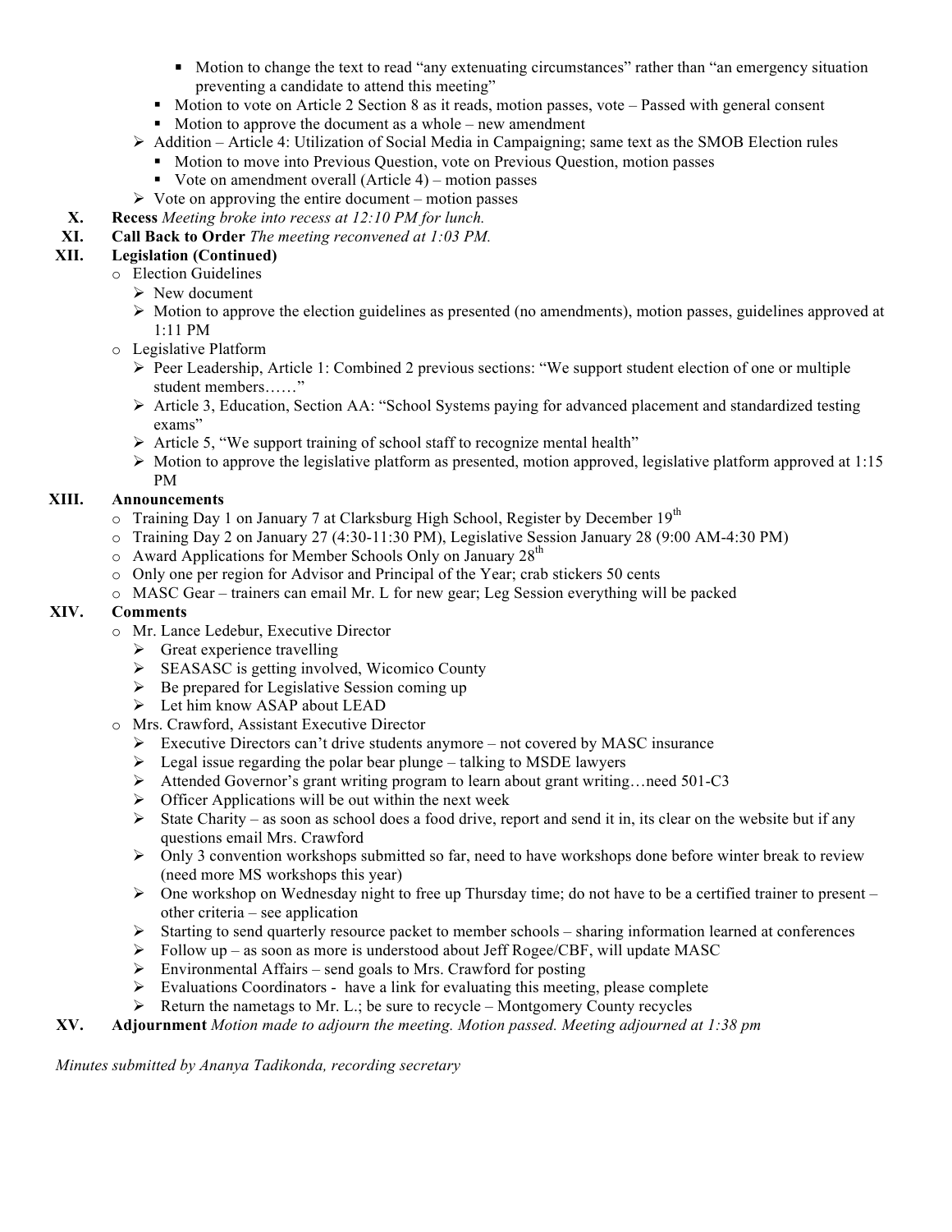- Motion to change the text to read "any extenuating circumstances" rather than "an emergency situation preventing a candidate to attend this meeting"
      - Motion to vote on Article 2 Section 8 as it reads, motion passes, vote – Passed with general consent
      - Motion to approve the document as a whole – new amendment
    - Addition – Article 4: Utilization of Social Media in Campaigning; same text as the SMOB Election rules
      - Motion to move into Previous Question, vote on Previous Question, motion passes
      - Vote on amendment overall (Article 4) – motion passes
    - Vote on approving the entire document – motion passes

**X. Recess** *Meeting broke into recess at 12:10 PM for lunch.*

**XI. Call Back to Order** *The meeting reconvened at 1:03 PM.*

**XII. Legislation (Continued)**

- Election Guidelines
  - New document
  - Motion to approve the election guidelines as presented (no amendments), motion passes, guidelines approved at 1:11 PM
- Legislative Platform
  - Peer Leadership, Article 1: Combined 2 previous sections: "We support student election of one or multiple student members……"
  - Article 3, Education, Section AA: "School Systems paying for advanced placement and standardized testing exams"
  - Article 5, "We support training of school staff to recognize mental health"
  - Motion to approve the legislative platform as presented, motion approved, legislative platform approved at 1:15 PM

**XIII. Announcements**

- Training Day 1 on January 7 at Clarksburg High School, Register by December 19th
- Training Day 2 on January 27 (4:30-11:30 PM), Legislative Session January 28 (9:00 AM-4:30 PM)
- Award Applications for Member Schools Only on January 28th
- Only one per region for Advisor and Principal of the Year; crab stickers 50 cents
- MASC Gear – trainers can email Mr. L for new gear; Leg Session everything will be packed

**XIV. Comments**

- Mr. Lance Ledebur, Executive Director
  - Great experience travelling
  - SEASASC is getting involved, Wicomico County
  - Be prepared for Legislative Session coming up
  - Let him know ASAP about LEAD
- Mrs. Crawford, Assistant Executive Director
  - Executive Directors can't drive students anymore – not covered by MASC insurance
  - Legal issue regarding the polar bear plunge – talking to MSDE lawyers
  - Attended Governor's grant writing program to learn about grant writing…need 501-C3
  - Officer Applications will be out within the next week
  - State Charity – as soon as school does a food drive, report and send it in, its clear on the website but if any questions email Mrs. Crawford
  - Only 3 convention workshops submitted so far, need to have workshops done before winter break to review (need more MS workshops this year)
  - One workshop on Wednesday night to free up Thursday time; do not have to be a certified trainer to present – other criteria – see application
  - Starting to send quarterly resource packet to member schools – sharing information learned at conferences
  - Follow up – as soon as more is understood about Jeff Rogee/CBF, will update MASC
  - Environmental Affairs – send goals to Mrs. Crawford for posting
  - Evaluations Coordinators - have a link for evaluating this meeting, please complete
  - Return the nametags to Mr. L.; be sure to recycle – Montgomery County recycles

**XV. Adjournment** *Motion made to adjourn the meeting. Motion passed. Meeting adjourned at 1:38 pm*

*Minutes submitted by Ananya Tadikonda, recording secretary*